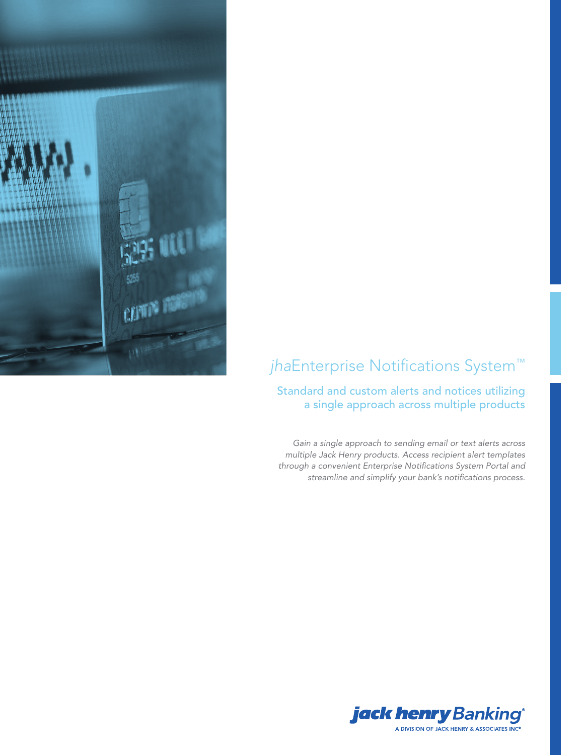# *jha*Enterprise Notifications System™

## Standard and custom alerts and notices utilizing a single approach across multiple products

*Gain a single approach to sending email or text alerts across multiple Jack Henry products. Access recipient alert templates through a convenient Enterprise Notifications System Portal and streamline and simplify your bank's notifications process.*

jack henry Banking®
A DIVISION OF JACK HENRY & ASSOCIATES INC®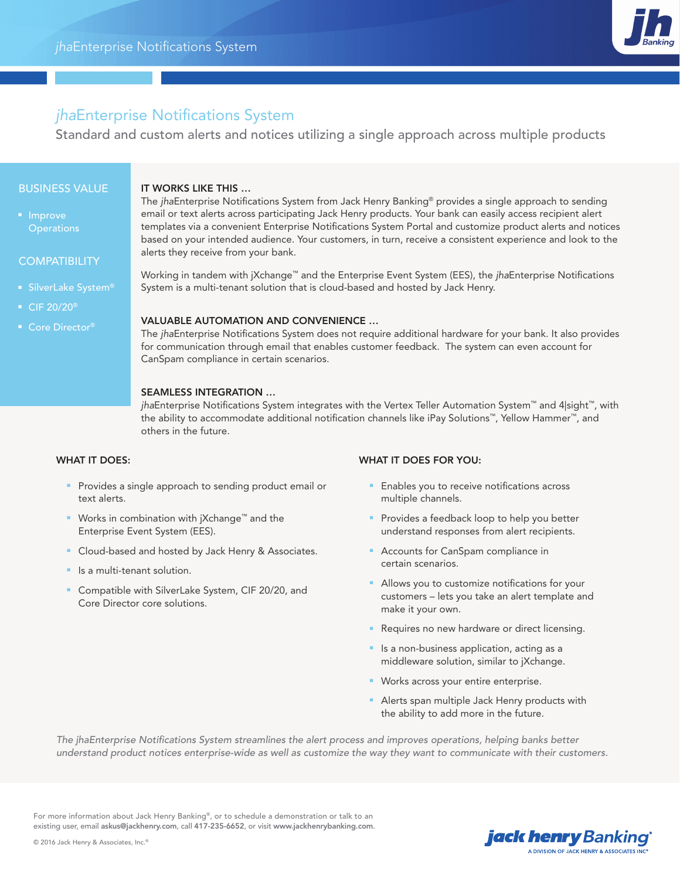# *jha*Enterprise Notifications System

Standard and custom alerts and notices utilizing a single approach across multiple products

## BUSINESS VALUE

- Improve Operations

## COMPATIBILITY

- SilverLake System®
- CIF 20/20®
- Core Director®

### IT WORKS LIKE THIS …

The *jha*Enterprise Notifications System from Jack Henry Banking® provides a single approach to sending email or text alerts across participating Jack Henry products. Your bank can easily access recipient alert templates via a convenient Enterprise Notifications System Portal and customize product alerts and notices based on your intended audience. Your customers, in turn, receive a consistent experience and look to the alerts they receive from your bank.

Working in tandem with jXchange™ and the Enterprise Event System (EES), the *jha*Enterprise Notifications System is a multi-tenant solution that is cloud-based and hosted by Jack Henry.

### VALUABLE AUTOMATION AND CONVENIENCE …

The *jha*Enterprise Notifications System does not require additional hardware for your bank. It also provides for communication through email that enables customer feedback. The system can even account for CanSpam compliance in certain scenarios.

### SEAMLESS INTEGRATION …

*jha*Enterprise Notifications System integrates with the Vertex Teller Automation System™ and 4|sight™, with the ability to accommodate additional notification channels like iPay Solutions™, Yellow Hammer™, and others in the future.

### WHAT IT DOES:

- Provides a single approach to sending product email or text alerts.
- Works in combination with jXchange™ and the Enterprise Event System (EES).
- Cloud-based and hosted by Jack Henry & Associates.
- Is a multi-tenant solution.
- Compatible with SilverLake System, CIF 20/20, and Core Director core solutions.

### WHAT IT DOES FOR YOU:

- Enables you to receive notifications across multiple channels.
- Provides a feedback loop to help you better understand responses from alert recipients.
- Accounts for CanSpam compliance in certain scenarios.
- Allows you to customize notifications for your customers – lets you take an alert template and make it your own.
- Requires no new hardware or direct licensing.
- Is a non-business application, acting as a middleware solution, similar to jXchange.
- Works across your entire enterprise.
- Alerts span multiple Jack Henry products with the ability to add more in the future.

*The jhaEnterprise Notifications System streamlines the alert process and improves operations, helping banks better understand product notices enterprise-wide as well as customize the way they want to communicate with their customers.*

For more information about Jack Henry Banking®, or to schedule a demonstration or talk to an existing user, email **askus@jackhenry.com**, call **417-235-6652**, or visit **www.jackhenrybanking.com**.

© 2016 Jack Henry & Associates, Inc.®

jack henry Banking®
A DIVISION OF JACK HENRY & ASSOCIATES INC®